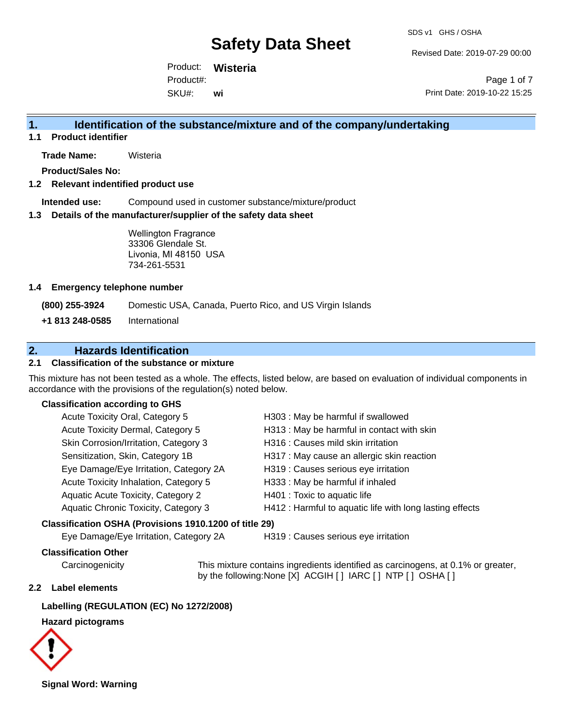# Safety Data Sheet

SDS v1 GHS / OSHA

Revised Date: 2019-07-29 00:00

Product: **Wisteria**
Product#:
SKU#: **wi**

Print Date: 2019-10-22 15:25

## 1. Identification of the substance/mixture and of the company/undertaking

### 1.1 Product identifier

**Trade Name:** Wisteria

**Product/Sales No:**

### 1.2 Relevant identified product use

**Intended use:** Compound used in customer substance/mixture/product

### 1.3 Details of the manufacturer/supplier of the safety data sheet

Wellington Fragrance
33306 Glendale St.
Livonia, MI 48150 USA
734-261-5531

### 1.4 Emergency telephone number

**(800) 255-3924** Domestic USA, Canada, Puerto Rico, and US Virgin Islands

**+1 813 248-0585** International

## 2. Hazards Identification

### 2.1 Classification of the substance or mixture

This mixture has not been tested as a whole. The effects, listed below, are based on evaluation of individual components in accordance with the provisions of the regulation(s) noted below.

**Classification according to GHS**

| Classification | Hazard Statement |
| --- | --- |
| Acute Toxicity Oral, Category 5 | H303 : May be harmful if swallowed |
| Acute Toxicity Dermal, Category 5 | H313 : May be harmful in contact with skin |
| Skin Corrosion/Irritation, Category 3 | H316 : Causes mild skin irritation |
| Sensitization, Skin, Category 1B | H317 : May cause an allergic skin reaction |
| Eye Damage/Eye Irritation, Category 2A | H319 : Causes serious eye irritation |
| Acute Toxicity Inhalation, Category 5 | H333 : May be harmful if inhaled |
| Aquatic Acute Toxicity, Category 2 | H401 : Toxic to aquatic life |
| Aquatic Chronic Toxicity, Category 3 | H412 : Harmful to aquatic life with long lasting effects |

**Classification OSHA (Provisions 1910.1200 of title 29)**

| Classification | Hazard Statement |
| --- | --- |
| Eye Damage/Eye Irritation, Category 2A | H319 : Causes serious eye irritation |

**Classification Other**

Carcinogenicity: This mixture contains ingredients identified as carcinogens, at 0.1% or greater, by the following:None [X] ACGIH [ ] IARC [ ] NTP [ ] OSHA [ ]

### 2.2 Label elements

**Labelling (REGULATION (EC) No 1272/2008)**

**Hazard pictograms**

**Signal Word: Warning**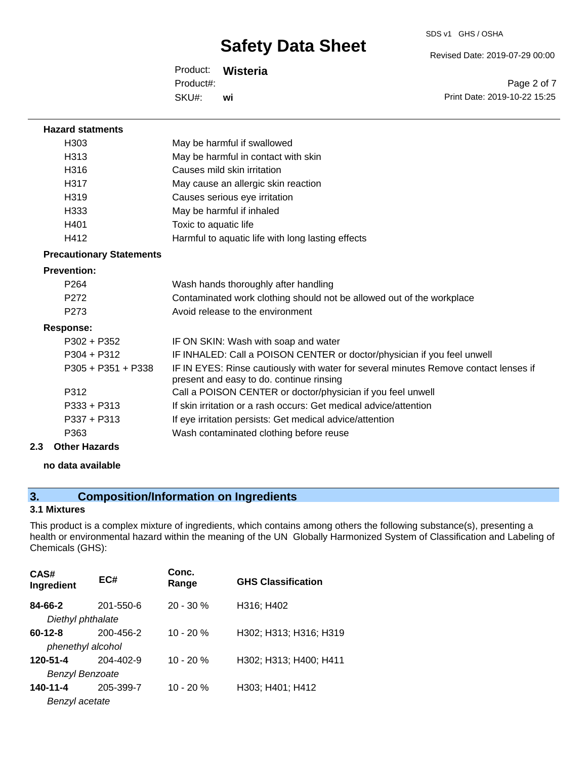**Hazard statments**

| | |
|---|---|
| H303 | May be harmful if swallowed |
| H313 | May be harmful in contact with skin |
| H316 | Causes mild skin irritation |
| H317 | May cause an allergic skin reaction |
| H319 | Causes serious eye irritation |
| H333 | May be harmful if inhaled |
| H401 | Toxic to aquatic life |
| H412 | Harmful to aquatic life with long lasting effects |

**Precautionary Statements**

**Prevention:**

| | |
|---|---|
| P264 | Wash hands thoroughly after handling |
| P272 | Contaminated work clothing should not be allowed out of the workplace |
| P273 | Avoid release to the environment |

**Response:**

| | |
|---|---|
| P302 + P352 | IF ON SKIN: Wash with soap and water |
| P304 + P312 | IF INHALED: Call a POISON CENTER or doctor/physician if you feel unwell |
| P305 + P351 + P338 | IF IN EYES: Rinse cautiously with water for several minutes Remove contact lenses if present and easy to do. continue rinsing |
| P312 | Call a POISON CENTER or doctor/physician if you feel unwell |
| P333 + P313 | If skin irritation or a rash occurs: Get medical advice/attention |
| P337 + P313 | If eye irritation persists: Get medical advice/attention |
| P363 | Wash contaminated clothing before reuse |

### 2.3 Other Hazards

**no data available**

## 3. Composition/Information on Ingredients

### 3.1 Mixtures

This product is a complex mixture of ingredients, which contains among others the following substance(s), presenting a health or environmental hazard within the meaning of the UN Globally Harmonized System of Classification and Labeling of Chemicals (GHS):

| CAS# Ingredient | EC# | Conc. Range | GHS Classification |
|---|---|---|---|
| **84-66-2** *Diethyl phthalate* | 201-550-6 | 20 - 30 % | H316; H402 |
| **60-12-8** *phenethyl alcohol* | 200-456-2 | 10 - 20 % | H302; H313; H316; H319 |
| **120-51-4** *Benzyl Benzoate* | 204-402-9 | 10 - 20 % | H302; H313; H400; H411 |
| **140-11-4** *Benzyl acetate* | 205-399-7 | 10 - 20 % | H303; H401; H412 |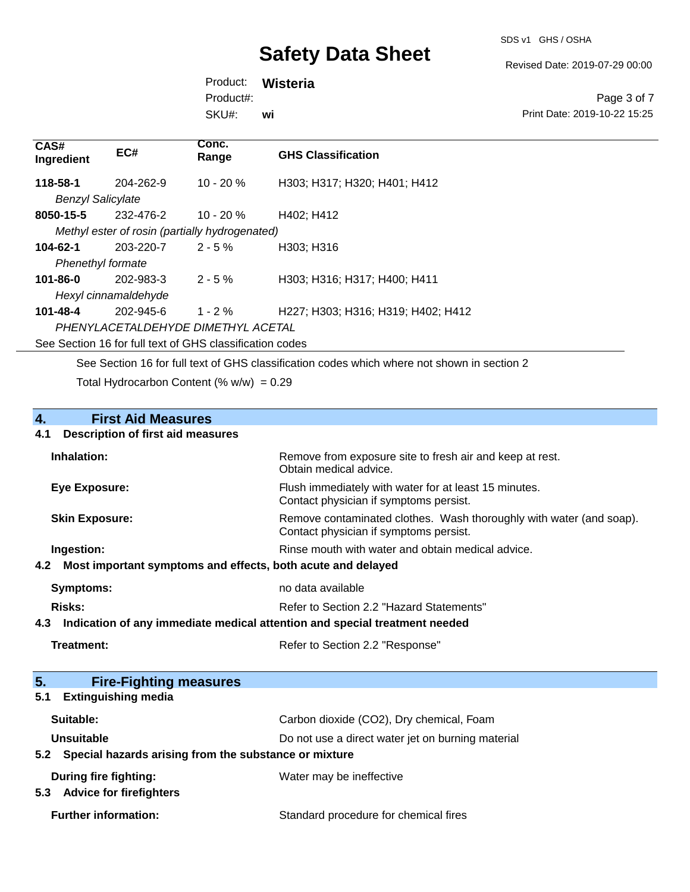| CAS# Ingredient | EC# | Conc. Range | GHS Classification |
|---|---|---|---|
| **118-58-1** | 204-262-9 | 10 - 20 % | H303; H317; H320; H401; H412 |
| *Benzyl Salicylate* | | | |
| **8050-15-5** | 232-476-2 | 10 - 20 % | H402; H412 |
| *Methyl ester of rosin (partially hydrogenated)* | | | |
| **104-62-1** | 203-220-7 | 2 - 5 % | H303; H316 |
| *Phenethyl formate* | | | |
| **101-86-0** | 202-983-3 | 2 - 5 % | H303; H316; H317; H400; H411 |
| *Hexyl cinnamaldehyde* | | | |
| **101-48-4** | 202-945-6 | 1 - 2 % | H227; H303; H316; H319; H402; H412 |
| *PHENYLACETALDEHYDE DIMETHYL ACETAL* | | | |

See Section 16 for full text of GHS classification codes

See Section 16 for full text of GHS classification codes which where not shown in section 2

Total Hydrocarbon Content (% w/w) = 0.29

## 4. First Aid Measures

### 4.1 Description of first aid measures

**Inhalation:** Remove from exposure site to fresh air and keep at rest. Obtain medical advice.

**Eye Exposure:** Flush immediately with water for at least 15 minutes. Contact physician if symptoms persist.

**Skin Exposure:** Remove contaminated clothes. Wash thoroughly with water (and soap). Contact physician if symptoms persist.

**Ingestion:** Rinse mouth with water and obtain medical advice.

### 4.2 Most important symptoms and effects, both acute and delayed

**Symptoms:** no data available

**Risks:** Refer to Section 2.2 "Hazard Statements"

### 4.3 Indication of any immediate medical attention and special treatment needed

**Treatment:** Refer to Section 2.2 "Response"

## 5. Fire-Fighting measures

### 5.1 Extinguishing media

**Suitable:** Carbon dioxide ($CO_2$), Dry chemical, Foam

**Unsuitable** Do not use a direct water jet on burning material

### 5.2 Special hazards arising from the substance or mixture

**During fire fighting:** Water may be ineffective

### 5.3 Advice for firefighters

**Further information:** Standard procedure for chemical fires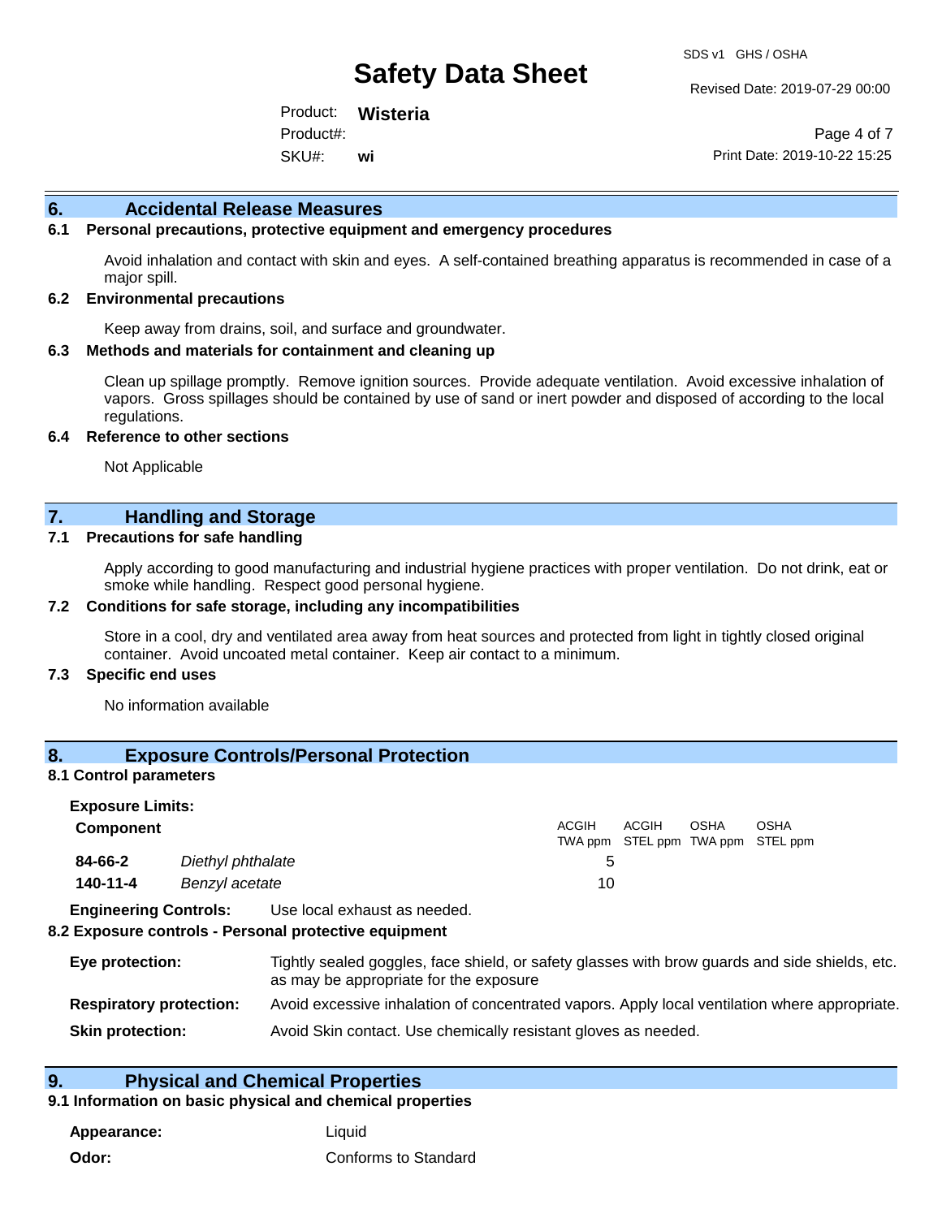## 6. Accidental Release Measures

### 6.1 Personal precautions, protective equipment and emergency procedures

Avoid inhalation and contact with skin and eyes. A self-contained breathing apparatus is recommended in case of a major spill.

### 6.2 Environmental precautions

Keep away from drains, soil, and surface and groundwater.

### 6.3 Methods and materials for containment and cleaning up

Clean up spillage promptly. Remove ignition sources. Provide adequate ventilation. Avoid excessive inhalation of vapors. Gross spillages should be contained by use of sand or inert powder and disposed of according to the local regulations.

### 6.4 Reference to other sections

Not Applicable

## 7. Handling and Storage

### 7.1 Precautions for safe handling

Apply according to good manufacturing and industrial hygiene practices with proper ventilation. Do not drink, eat or smoke while handling. Respect good personal hygiene.

### 7.2 Conditions for safe storage, including any incompatibilities

Store in a cool, dry and ventilated area away from heat sources and protected from light in tightly closed original container. Avoid uncoated metal container. Keep air contact to a minimum.

### 7.3 Specific end uses

No information available

## 8. Exposure Controls/Personal Protection

### 8.1 Control parameters

**Exposure Limits:**

| Component | | ACGIH TWA ppm | ACGIH STEL ppm | OSHA TWA ppm | OSHA STEL ppm |
|---|---|---|---|---|---|
| **84-66-2** | *Diethyl phthalate* | 5 | | | |
| **140-11-4** | *Benzyl acetate* | 10 | | | |

**Engineering Controls:** Use local exhaust as needed.

### 8.2 Exposure controls - Personal protective equipment

**Eye protection:** Tightly sealed goggles, face shield, or safety glasses with brow guards and side shields, etc. as may be appropriate for the exposure

**Respiratory protection:** Avoid excessive inhalation of concentrated vapors. Apply local ventilation where appropriate.

**Skin protection:** Avoid Skin contact. Use chemically resistant gloves as needed.

## 9. Physical and Chemical Properties

### 9.1 Information on basic physical and chemical properties

**Appearance:** Liquid

**Odor:** Conforms to Standard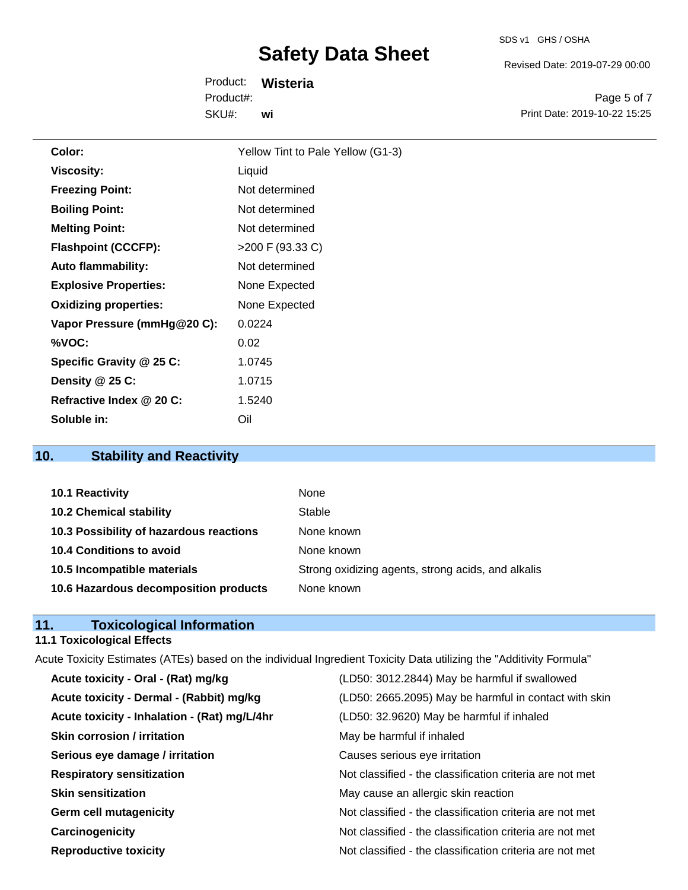| | |
|---|---|
| **Color:** | Yellow Tint to Pale Yellow (G1-3) |
| **Viscosity:** | Liquid |
| **Freezing Point:** | Not determined |
| **Boiling Point:** | Not determined |
| **Melting Point:** | Not determined |
| **Flashpoint (CCCFP):** | >200 F (93.33 C) |
| **Auto flammability:** | Not determined |
| **Explosive Properties:** | None Expected |
| **Oxidizing properties:** | None Expected |
| **Vapor Pressure (mmHg@20 C):** | 0.0224 |
| **%VOC:** | 0.02 |
| **Specific Gravity @ 25 C:** | 1.0745 |
| **Density @ 25 C:** | 1.0715 |
| **Refractive Index @ 20 C:** | 1.5240 |
| **Soluble in:** | Oil |

## 10. Stability and Reactivity

| | |
|---|---|
| **10.1 Reactivity** | None |
| **10.2 Chemical stability** | Stable |
| **10.3 Possibility of hazardous reactions** | None known |
| **10.4 Conditions to avoid** | None known |
| **10.5 Incompatible materials** | Strong oxidizing agents, strong acids, and alkalis |
| **10.6 Hazardous decomposition products** | None known |

## 11. Toxicological Information

### 11.1 Toxicological Effects

Acute Toxicity Estimates (ATEs) based on the individual Ingredient Toxicity Data utilizing the "Additivity Formula"

| | |
|---|---|
| **Acute toxicity - Oral - (Rat) mg/kg** | (LD50: 3012.2844) May be harmful if swallowed |
| **Acute toxicity - Dermal - (Rabbit) mg/kg** | (LD50: 2665.2095) May be harmful in contact with skin |
| **Acute toxicity - Inhalation - (Rat) mg/L/4hr** | (LD50: 32.9620) May be harmful if inhaled |
| **Skin corrosion / irritation** | May be harmful if inhaled |
| **Serious eye damage / irritation** | Causes serious eye irritation |
| **Respiratory sensitization** | Not classified - the classification criteria are not met |
| **Skin sensitization** | May cause an allergic skin reaction |
| **Germ cell mutagenicity** | Not classified - the classification criteria are not met |
| **Carcinogenicity** | Not classified - the classification criteria are not met |
| **Reproductive toxicity** | Not classified - the classification criteria are not met |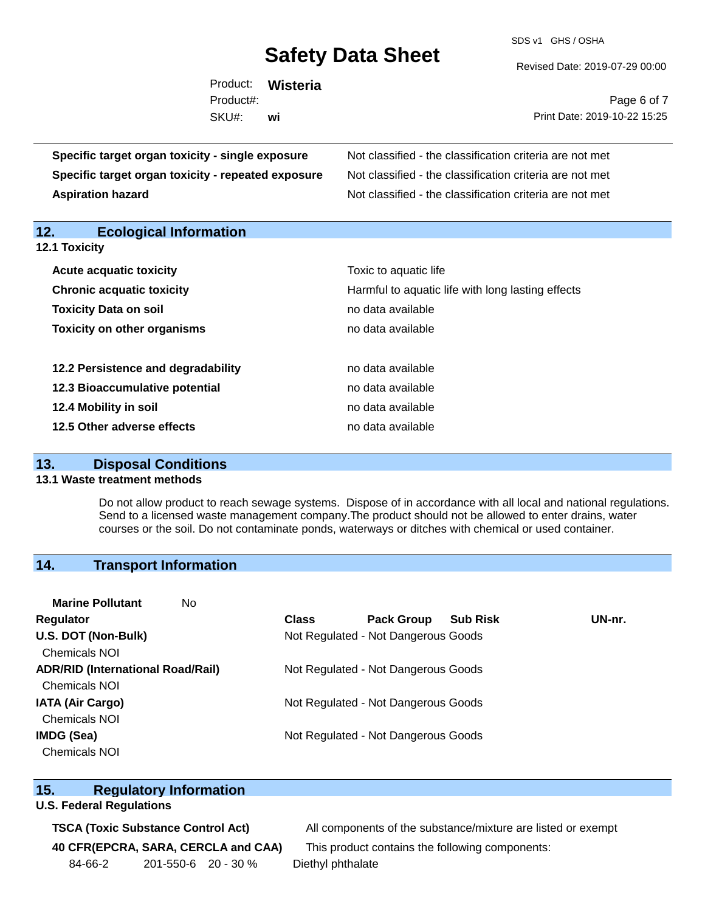| | |
|---|---|
| **Specific target organ toxicity - single exposure** | Not classified - the classification criteria are not met |
| **Specific target organ toxicity - repeated exposure** | Not classified - the classification criteria are not met |
| **Aspiration hazard** | Not classified - the classification criteria are not met |

## 12. Ecological Information

### 12.1 Toxicity

| | |
|---|---|
| **Acute acquatic toxicity** | Toxic to aquatic life |
| **Chronic acquatic toxicity** | Harmful to aquatic life with long lasting effects |
| **Toxicity Data on soil** | no data available |
| **Toxicity on other organisms** | no data available |

| | |
|---|---|
| **12.2 Persistence and degradability** | no data available |
| **12.3 Bioaccumulative potential** | no data available |
| **12.4 Mobility in soil** | no data available |
| **12.5 Other adverse effects** | no data available |

## 13. Disposal Conditions

### 13.1 Waste treatment methods

Do not allow product to reach sewage systems. Dispose of in accordance with all local and national regulations. Send to a licensed waste management company.The product should not be allowed to enter drains, water courses or the soil. Do not contaminate ponds, waterways or ditches with chemical or used container.

## 14. Transport Information

**Marine Pollutant** No

| Regulator | Class | Pack Group | Sub Risk | UN-nr. |
|---|---|---|---|---|
| **U.S. DOT (Non-Bulk)** | Not Regulated - Not Dangerous Goods | | | |
| Chemicals NOI | | | | |
| **ADR/RID (International Road/Rail)** | Not Regulated - Not Dangerous Goods | | | |
| Chemicals NOI | | | | |
| **IATA (Air Cargo)** | Not Regulated - Not Dangerous Goods | | | |
| Chemicals NOI | | | | |
| **IMDG (Sea)** | Not Regulated - Not Dangerous Goods | | | |
| Chemicals NOI | | | | |

## 15. Regulatory Information

### U.S. Federal Regulations

| | |
|---|---|
| **TSCA (Toxic Substance Control Act)** | All components of the substance/mixture are listed or exempt |
| **40 CFR(EPCRA, SARA, CERCLA and CAA)** | This product contains the following components: |

| | | | |
|---|---|---|---|
| 84-66-2 | 201-550-6 | 20 - 30 % | Diethyl phthalate |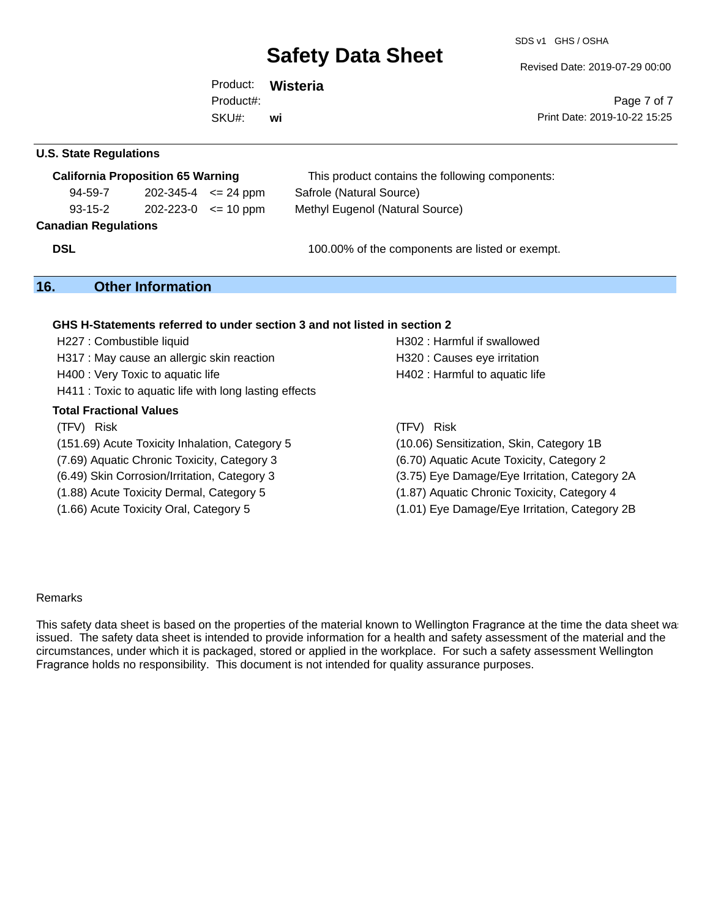## U.S. State Regulations

**California Proposition 65 Warning** — This product contains the following components:

| | | | |
|---|---|---|---|
| 94-59-7 | 202-345-4 | <= 24 ppm | Safrole (Natural Source) |
| 93-15-2 | 202-223-0 | <= 10 ppm | Methyl Eugenol (Natural Source) |

## Canadian Regulations

**DSL** — 100.00% of the components are listed or exempt.

## 16. Other Information

### GHS H-Statements referred to under section 3 and not listed in section 2

H227 : Combustible liquid
H302 : Harmful if swallowed
H317 : May cause an allergic skin reaction
H320 : Causes eye irritation
H400 : Very Toxic to aquatic life
H402 : Harmful to aquatic life
H411 : Toxic to aquatic life with long lasting effects

### Total Fractional Values

| (TFV) Risk | (TFV) Risk |
|---|---|
| (151.69) Acute Toxicity Inhalation, Category 5 | (10.06) Sensitization, Skin, Category 1B |
| (7.69) Aquatic Chronic Toxicity, Category 3 | (6.70) Aquatic Acute Toxicity, Category 2 |
| (6.49) Skin Corrosion/Irritation, Category 3 | (3.75) Eye Damage/Eye Irritation, Category 2A |
| (1.88) Acute Toxicity Dermal, Category 5 | (1.87) Aquatic Chronic Toxicity, Category 4 |
| (1.66) Acute Toxicity Oral, Category 5 | (1.01) Eye Damage/Eye Irritation, Category 2B |

Remarks

This safety data sheet is based on the properties of the material known to Wellington Fragrance at the time the data sheet was issued. The safety data sheet is intended to provide information for a health and safety assessment of the material and the circumstances, under which it is packaged, stored or applied in the workplace. For such a safety assessment Wellington Fragrance holds no responsibility. This document is not intended for quality assurance purposes.